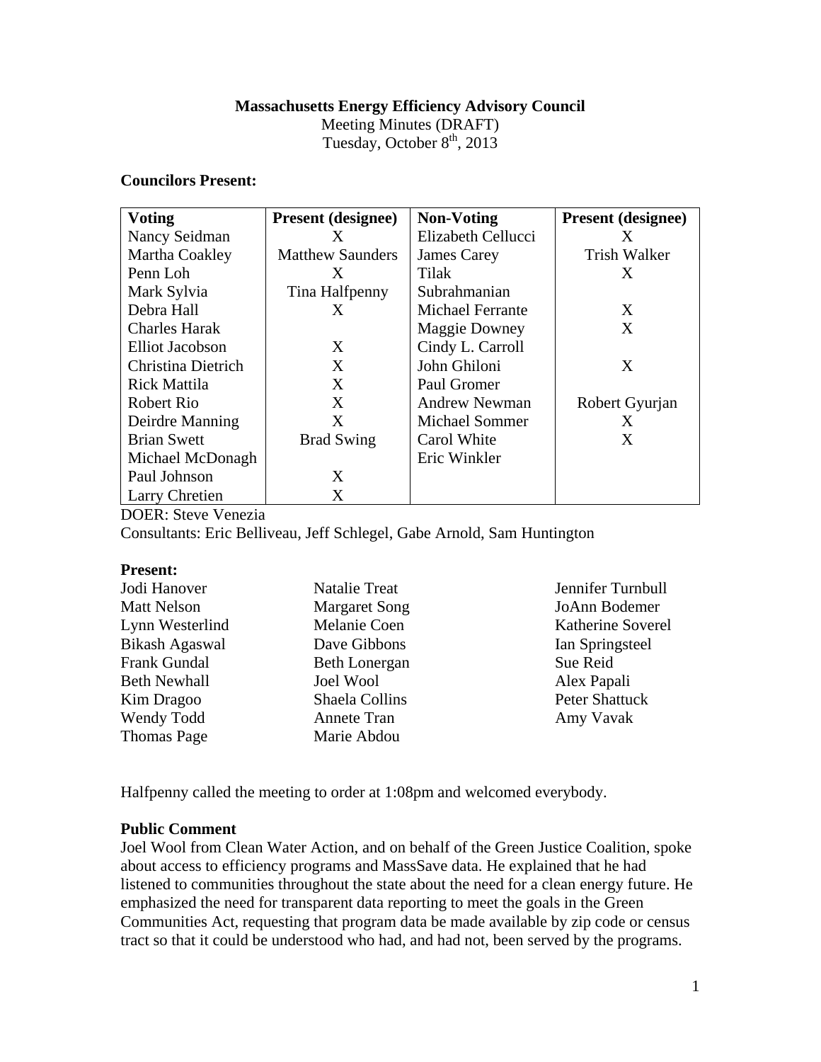**Massachusetts Energy Efficiency Advisory Council**

Meeting Minutes (DRAFT)

Tuesday, October 8th, 2013

**Councilors Present:**

| Voting | Present (designee) | Non-Voting | Present (designee) |
|---|---|---|---|
| Nancy Seidman | X | Elizabeth Cellucci | X |
| Martha Coakley | Matthew Saunders | James Carey | Trish Walker |
| Penn Loh | X | Tilak Subrahmanian | X |
| Mark Sylvia | Tina Halfpenny | | |
| Debra Hall | X | Michael Ferrante | X |
| Charles Harak | | Maggie Downey | X |
| Elliot Jacobson | X | Cindy L. Carroll | |
| Christina Dietrich | X | John Ghiloni | X |
| Rick Mattila | X | Paul Gromer | |
| Robert Rio | X | Andrew Newman | Robert Gyurjan |
| Deirdre Manning | X | Michael Sommer | X |
| Brian Swett | Brad Swing | Carol White | X |
| Michael McDonagh | | Eric Winkler | |
| Paul Johnson | X | | |
| Larry Chretien | X | | |

DOER: Steve Venezia

Consultants: Eric Belliveau, Jeff Schlegel, Gabe Arnold, Sam Huntington

**Present:**

Jodi Hanover
Matt Nelson
Lynn Westerlind
Bikash Agaswal
Frank Gundal
Beth Newhall
Kim Dragoo
Wendy Todd
Thomas Page
Natalie Treat
Margaret Song
Melanie Coen
Dave Gibbons
Beth Lonergan
Joel Wool
Shaela Collins
Annete Tran
Marie Abdou
Jennifer Turnbull
JoAnn Bodemer
Katherine Soverel
Ian Springsteel
Sue Reid
Alex Papali
Peter Shattuck
Amy Vavak

Halfpenny called the meeting to order at 1:08pm and welcomed everybody.

**Public Comment**

Joel Wool from Clean Water Action, and on behalf of the Green Justice Coalition, spoke about access to efficiency programs and MassSave data. He explained that he had listened to communities throughout the state about the need for a clean energy future. He emphasized the need for transparent data reporting to meet the goals in the Green Communities Act, requesting that program data be made available by zip code or census tract so that it could be understood who had, and had not, been served by the programs.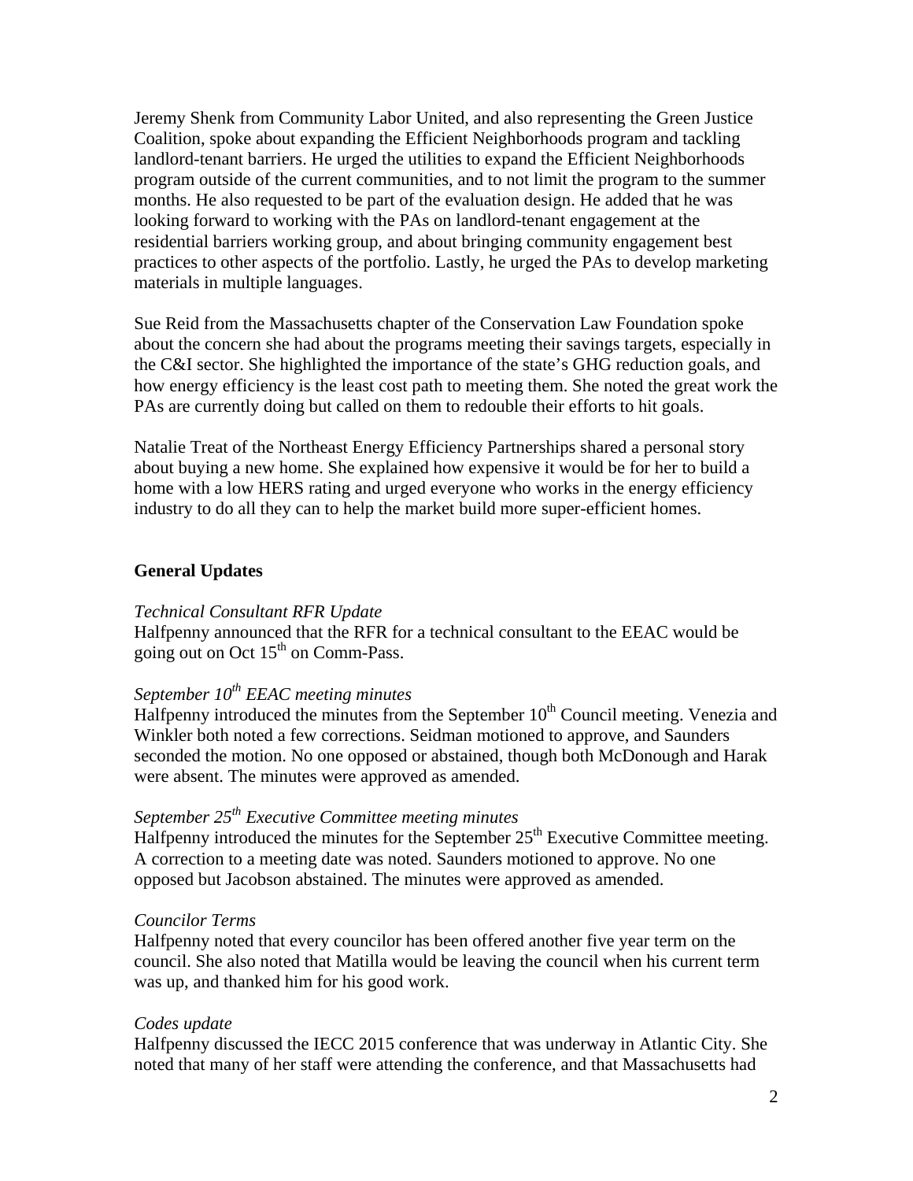Jeremy Shenk from Community Labor United, and also representing the Green Justice Coalition, spoke about expanding the Efficient Neighborhoods program and tackling landlord-tenant barriers. He urged the utilities to expand the Efficient Neighborhoods program outside of the current communities, and to not limit the program to the summer months. He also requested to be part of the evaluation design. He added that he was looking forward to working with the PAs on landlord-tenant engagement at the residential barriers working group, and about bringing community engagement best practices to other aspects of the portfolio. Lastly, he urged the PAs to develop marketing materials in multiple languages.

Sue Reid from the Massachusetts chapter of the Conservation Law Foundation spoke about the concern she had about the programs meeting their savings targets, especially in the C&I sector. She highlighted the importance of the state's GHG reduction goals, and how energy efficiency is the least cost path to meeting them. She noted the great work the PAs are currently doing but called on them to redouble their efforts to hit goals.

Natalie Treat of the Northeast Energy Efficiency Partnerships shared a personal story about buying a new home. She explained how expensive it would be for her to build a home with a low HERS rating and urged everyone who works in the energy efficiency industry to do all they can to help the market build more super-efficient homes.

## General Updates

*Technical Consultant RFR Update*
Halfpenny announced that the RFR for a technical consultant to the EEAC would be going out on Oct 15th on Comm-Pass.

*September 10th EEAC meeting minutes*
Halfpenny introduced the minutes from the September 10th Council meeting. Venezia and Winkler both noted a few corrections. Seidman motioned to approve, and Saunders seconded the motion. No one opposed or abstained, though both McDonough and Harak were absent. The minutes were approved as amended.

*September 25th Executive Committee meeting minutes*
Halfpenny introduced the minutes for the September 25th Executive Committee meeting. A correction to a meeting date was noted. Saunders motioned to approve. No one opposed but Jacobson abstained. The minutes were approved as amended.

*Councilor Terms*
Halfpenny noted that every councilor has been offered another five year term on the council. She also noted that Matilla would be leaving the council when his current term was up, and thanked him for his good work.

*Codes update*
Halfpenny discussed the IECC 2015 conference that was underway in Atlantic City. She noted that many of her staff were attending the conference, and that Massachusetts had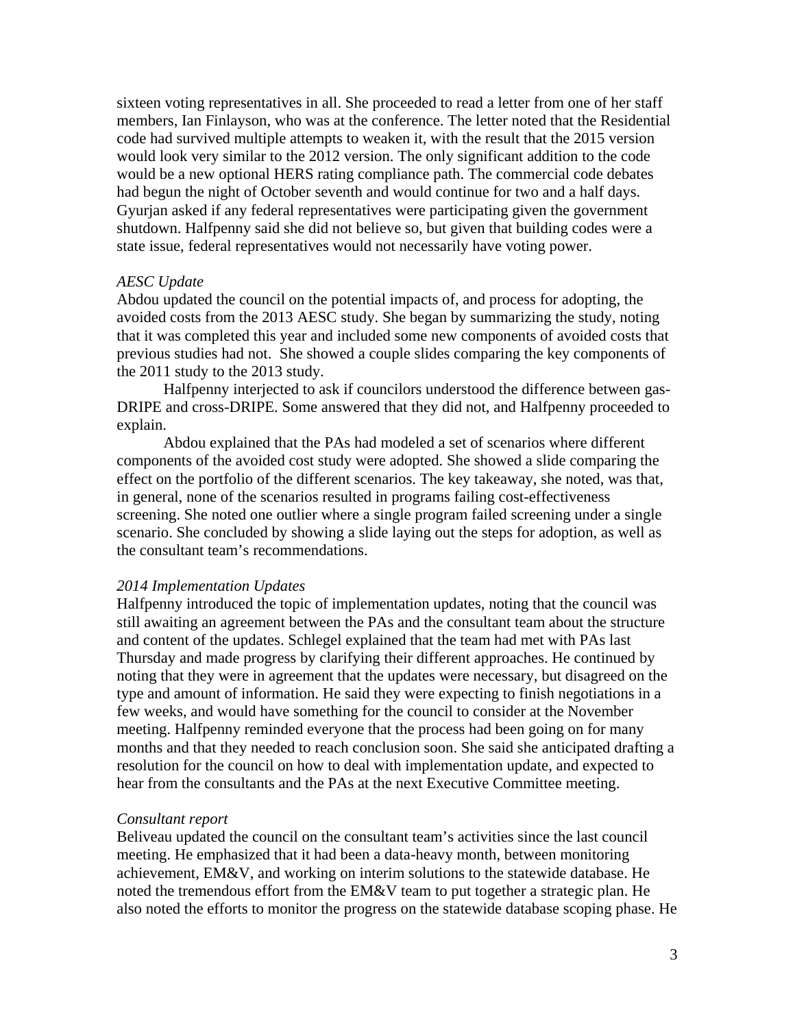sixteen voting representatives in all. She proceeded to read a letter from one of her staff members, Ian Finlayson, who was at the conference. The letter noted that the Residential code had survived multiple attempts to weaken it, with the result that the 2015 version would look very similar to the 2012 version. The only significant addition to the code would be a new optional HERS rating compliance path. The commercial code debates had begun the night of October seventh and would continue for two and a half days. Gyurjan asked if any federal representatives were participating given the government shutdown. Halfpenny said she did not believe so, but given that building codes were a state issue, federal representatives would not necessarily have voting power.

*AESC Update*

Abdou updated the council on the potential impacts of, and process for adopting, the avoided costs from the 2013 AESC study. She began by summarizing the study, noting that it was completed this year and included some new components of avoided costs that previous studies had not. She showed a couple slides comparing the key components of the 2011 study to the 2013 study.

Halfpenny interjected to ask if councilors understood the difference between gas-DRIPE and cross-DRIPE. Some answered that they did not, and Halfpenny proceeded to explain.

Abdou explained that the PAs had modeled a set of scenarios where different components of the avoided cost study were adopted. She showed a slide comparing the effect on the portfolio of the different scenarios. The key takeaway, she noted, was that, in general, none of the scenarios resulted in programs failing cost-effectiveness screening. She noted one outlier where a single program failed screening under a single scenario. She concluded by showing a slide laying out the steps for adoption, as well as the consultant team's recommendations.

*2014 Implementation Updates*

Halfpenny introduced the topic of implementation updates, noting that the council was still awaiting an agreement between the PAs and the consultant team about the structure and content of the updates. Schlegel explained that the team had met with PAs last Thursday and made progress by clarifying their different approaches. He continued by noting that they were in agreement that the updates were necessary, but disagreed on the type and amount of information. He said they were expecting to finish negotiations in a few weeks, and would have something for the council to consider at the November meeting. Halfpenny reminded everyone that the process had been going on for many months and that they needed to reach conclusion soon. She said she anticipated drafting a resolution for the council on how to deal with implementation update, and expected to hear from the consultants and the PAs at the next Executive Committee meeting.

*Consultant report*

Beliveau updated the council on the consultant team's activities since the last council meeting. He emphasized that it had been a data-heavy month, between monitoring achievement, EM&V, and working on interim solutions to the statewide database. He noted the tremendous effort from the EM&V team to put together a strategic plan. He also noted the efforts to monitor the progress on the statewide database scoping phase. He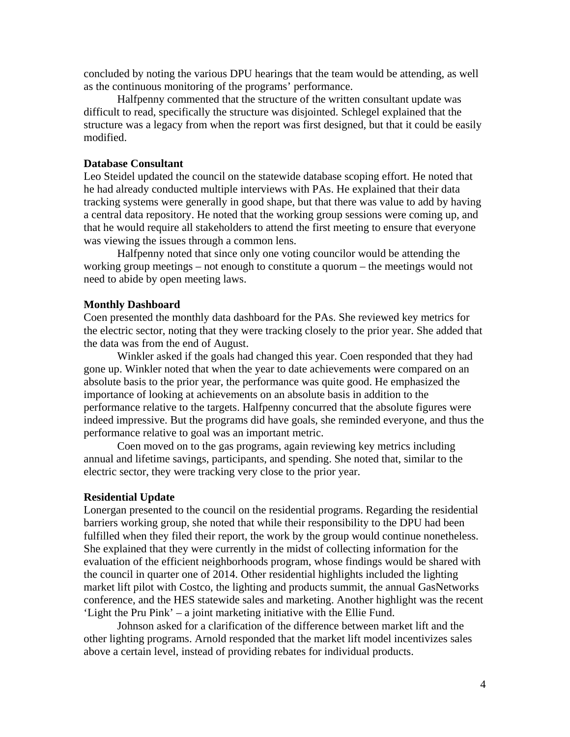concluded by noting the various DPU hearings that the team would be attending, as well as the continuous monitoring of the programs' performance.

Halfpenny commented that the structure of the written consultant update was difficult to read, specifically the structure was disjointed. Schlegel explained that the structure was a legacy from when the report was first designed, but that it could be easily modified.

**Database Consultant**

Leo Steidel updated the council on the statewide database scoping effort. He noted that he had already conducted multiple interviews with PAs. He explained that their data tracking systems were generally in good shape, but that there was value to add by having a central data repository. He noted that the working group sessions were coming up, and that he would require all stakeholders to attend the first meeting to ensure that everyone was viewing the issues through a common lens.

Halfpenny noted that since only one voting councilor would be attending the working group meetings – not enough to constitute a quorum – the meetings would not need to abide by open meeting laws.

**Monthly Dashboard**

Coen presented the monthly data dashboard for the PAs. She reviewed key metrics for the electric sector, noting that they were tracking closely to the prior year. She added that the data was from the end of August.

Winkler asked if the goals had changed this year. Coen responded that they had gone up. Winkler noted that when the year to date achievements were compared on an absolute basis to the prior year, the performance was quite good. He emphasized the importance of looking at achievements on an absolute basis in addition to the performance relative to the targets. Halfpenny concurred that the absolute figures were indeed impressive. But the programs did have goals, she reminded everyone, and thus the performance relative to goal was an important metric.

Coen moved on to the gas programs, again reviewing key metrics including annual and lifetime savings, participants, and spending. She noted that, similar to the electric sector, they were tracking very close to the prior year.

**Residential Update**

Lonergan presented to the council on the residential programs. Regarding the residential barriers working group, she noted that while their responsibility to the DPU had been fulfilled when they filed their report, the work by the group would continue nonetheless. She explained that they were currently in the midst of collecting information for the evaluation of the efficient neighborhoods program, whose findings would be shared with the council in quarter one of 2014. Other residential highlights included the lighting market lift pilot with Costco, the lighting and products summit, the annual GasNetworks conference, and the HES statewide sales and marketing. Another highlight was the recent 'Light the Pru Pink' – a joint marketing initiative with the Ellie Fund.

Johnson asked for a clarification of the difference between market lift and the other lighting programs. Arnold responded that the market lift model incentivizes sales above a certain level, instead of providing rebates for individual products.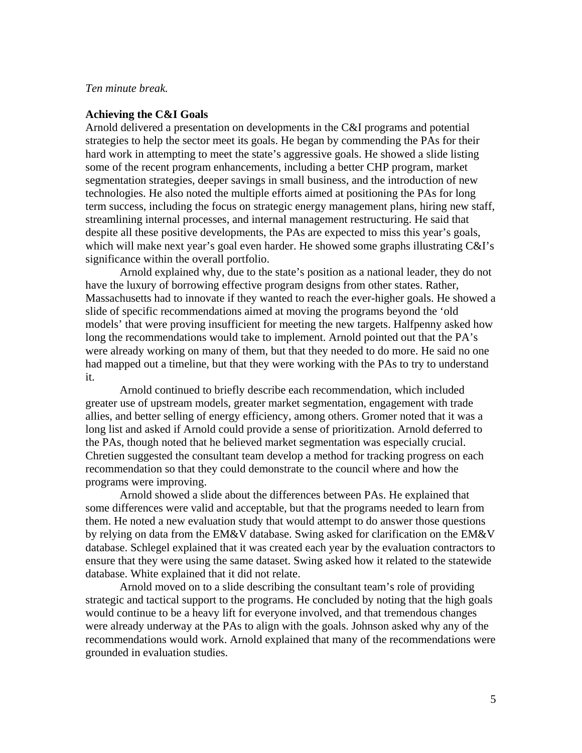*Ten minute break.*

**Achieving the C&I Goals**

Arnold delivered a presentation on developments in the C&I programs and potential strategies to help the sector meet its goals. He began by commending the PAs for their hard work in attempting to meet the state's aggressive goals. He showed a slide listing some of the recent program enhancements, including a better CHP program, market segmentation strategies, deeper savings in small business, and the introduction of new technologies. He also noted the multiple efforts aimed at positioning the PAs for long term success, including the focus on strategic energy management plans, hiring new staff, streamlining internal processes, and internal management restructuring. He said that despite all these positive developments, the PAs are expected to miss this year's goals, which will make next year's goal even harder. He showed some graphs illustrating C&I's significance within the overall portfolio.

Arnold explained why, due to the state's position as a national leader, they do not have the luxury of borrowing effective program designs from other states. Rather, Massachusetts had to innovate if they wanted to reach the ever-higher goals. He showed a slide of specific recommendations aimed at moving the programs beyond the 'old models' that were proving insufficient for meeting the new targets. Halfpenny asked how long the recommendations would take to implement. Arnold pointed out that the PA's were already working on many of them, but that they needed to do more. He said no one had mapped out a timeline, but that they were working with the PAs to try to understand it.

Arnold continued to briefly describe each recommendation, which included greater use of upstream models, greater market segmentation, engagement with trade allies, and better selling of energy efficiency, among others. Gromer noted that it was a long list and asked if Arnold could provide a sense of prioritization. Arnold deferred to the PAs, though noted that he believed market segmentation was especially crucial. Chretien suggested the consultant team develop a method for tracking progress on each recommendation so that they could demonstrate to the council where and how the programs were improving.

Arnold showed a slide about the differences between PAs. He explained that some differences were valid and acceptable, but that the programs needed to learn from them. He noted a new evaluation study that would attempt to do answer those questions by relying on data from the EM&V database. Swing asked for clarification on the EM&V database. Schlegel explained that it was created each year by the evaluation contractors to ensure that they were using the same dataset. Swing asked how it related to the statewide database. White explained that it did not relate.

Arnold moved on to a slide describing the consultant team's role of providing strategic and tactical support to the programs. He concluded by noting that the high goals would continue to be a heavy lift for everyone involved, and that tremendous changes were already underway at the PAs to align with the goals. Johnson asked why any of the recommendations would work. Arnold explained that many of the recommendations were grounded in evaluation studies.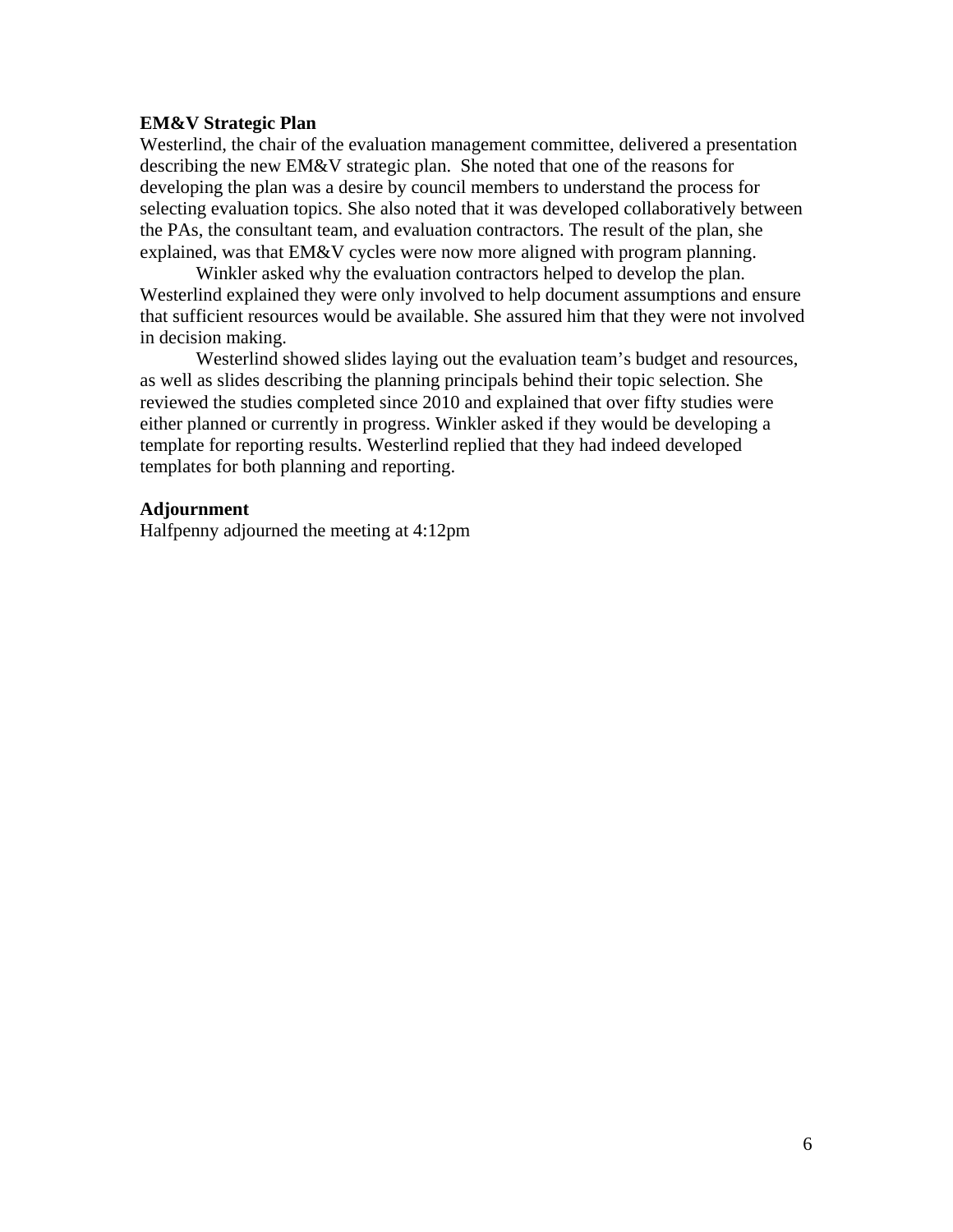**EM&V Strategic Plan**

Westerlind, the chair of the evaluation management committee, delivered a presentation describing the new EM&V strategic plan. She noted that one of the reasons for developing the plan was a desire by council members to understand the process for selecting evaluation topics. She also noted that it was developed collaboratively between the PAs, the consultant team, and evaluation contractors. The result of the plan, she explained, was that EM&V cycles were now more aligned with program planning.

Winkler asked why the evaluation contractors helped to develop the plan. Westerlind explained they were only involved to help document assumptions and ensure that sufficient resources would be available. She assured him that they were not involved in decision making.

Westerlind showed slides laying out the evaluation team's budget and resources, as well as slides describing the planning principals behind their topic selection. She reviewed the studies completed since 2010 and explained that over fifty studies were either planned or currently in progress. Winkler asked if they would be developing a template for reporting results. Westerlind replied that they had indeed developed templates for both planning and reporting.

**Adjournment**

Halfpenny adjourned the meeting at 4:12pm